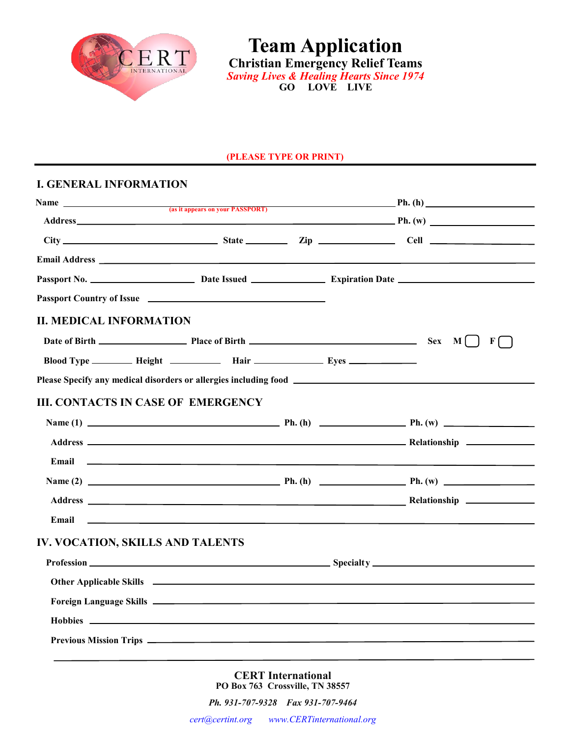# Team Application

**Christian Emergency Relief Teams**

*Saving Lives & Healing Hearts Since 1974*

**GO LOVE LIVE**

**(PLEASE TYPE OR PRINT)**

## I. GENERAL INFORMATION

**Name** ______________________________ **Ph. (h)** ______________
(as it appears on your PASSPORT)

**Address** ______________________________ **Ph. (w)** ______________

**City** ______________ **State** ________ **Zip** __________ **Cell** ______________

**Email Address** ______________________________

**Passport No.** ______________ **Date Issued** ______________ **Expiration Date** ______________

**Passport Country of Issue** ______________________

## II. MEDICAL INFORMATION

**Date of Birth** ______________ **Place of Birth** ______________________ **Sex M** ☐ **F** ☐

**Blood Type** ________ **Height** ________ **Hair** ____________ **Eyes** ____________

**Please Specify any medical disorders or allergies including food** ______________________

## III. CONTACTS IN CASE OF EMERGENCY

**Name (1)** ______________________ **Ph. (h)** ____________ **Ph. (w)** ____________

**Address** ______________________________ **Relationship** ____________

**Email** ______________________________

**Name (2)** ______________________ **Ph. (h)** ____________ **Ph. (w)** ____________

**Address** ______________________________ **Relationship** ____________

**Email** ______________________________

## IV. VOCATION, SKILLS AND TALENTS

**Profession** ______________________ **Specialty** ______________________

**Other Applicable Skills** ______________________________

**Foreign Language Skills** ______________________________

**Hobbies** ______________________________

**Previous Mission Trips** ______________________________

______________________________________________

**CERT International**
**PO Box 763 Crossville, TN 38557**

***Ph. 931-707-9328 Fax 931-707-9464***

*cert@certint.org www.CERTinternational.org*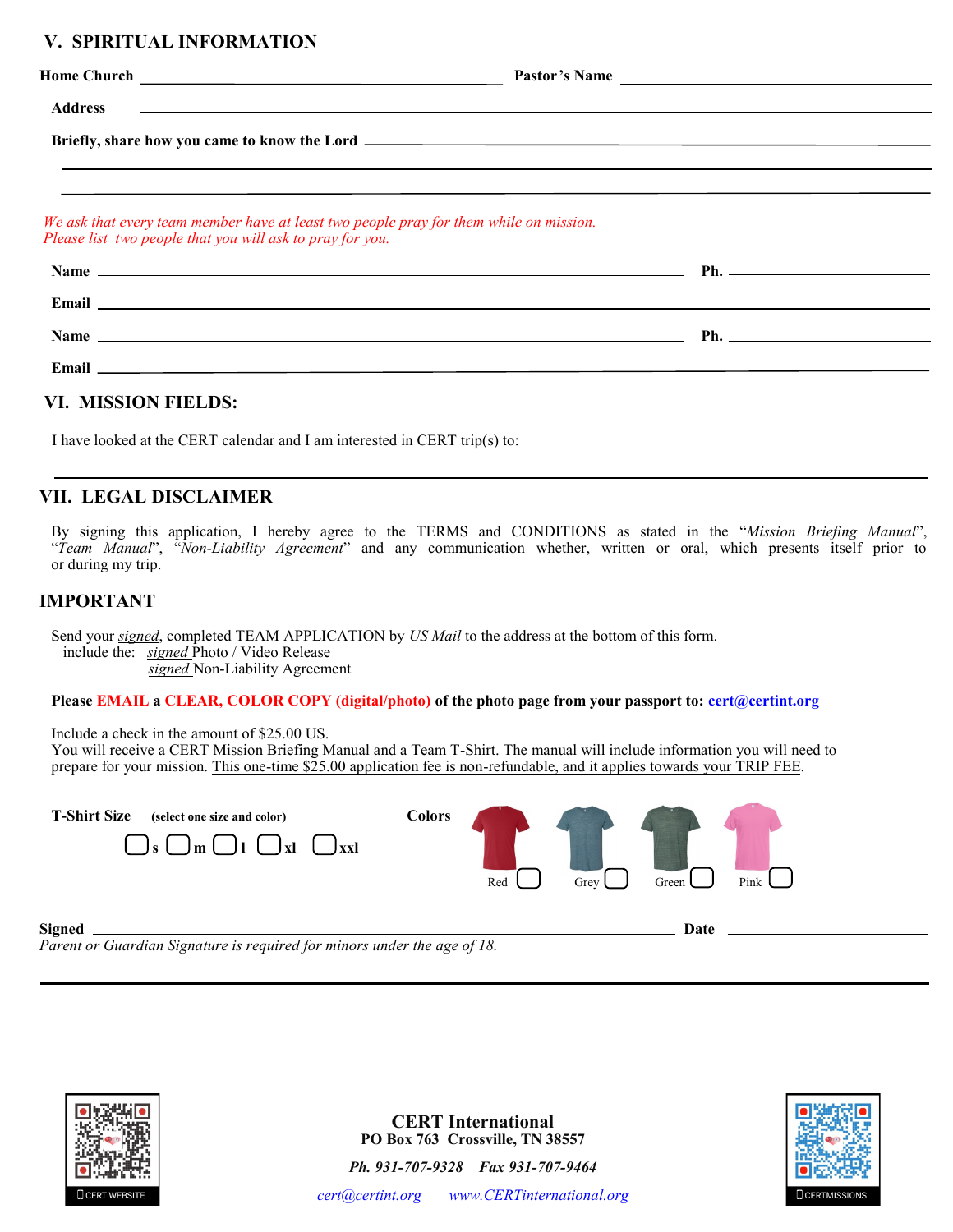## V. SPIRITUAL INFORMATION

**Home Church** ______________________________ **Pastor's Name** ______________________________

**Address** ______________________________________________________________

**Briefly, share how you came to know the Lord** ______________________________________________

______________________________________________________________

______________________________________________________________

*We ask that every team member have at least two people pray for them while on mission.*
*Please list two people that you will ask to pray for you.*

**Name** ______________________________________________ **Ph.** ______________________

**Email** ______________________________________________________________

**Name** ______________________________________________ **Ph.** ______________________

**Email** ______________________________________________________________

## VI. MISSION FIELDS:

I have looked at the CERT calendar and I am interested in CERT trip(s) to:

______________________________________________________________

## VII. LEGAL DISCLAIMER

By signing this application, I hereby agree to the TERMS and CONDITIONS as stated in the "*Mission Briefing Manual*", "*Team Manual*", "*Non-Liability Agreement*" and any communication whether, written or oral, which presents itself prior to or during my trip.

## IMPORTANT

Send your *signed*, completed TEAM APPLICATION by *US Mail* to the address at the bottom of this form.
include the: *signed* Photo / Video Release
*signed* Non-Liability Agreement

**Please EMAIL a CLEAR, COLOR COPY (digital/photo) of the photo page from your passport to: cert@certint.org**

Include a check in the amount of $25.00 US.
You will receive a CERT Mission Briefing Manual and a Team T-Shirt. The manual will include information you will need to prepare for your mission. This one-time $25.00 application fee is non-refundable, and it applies towards your TRIP FEE.

**T-Shirt Size** (select one size and color) ☐ s ☐ m ☐ l ☐ xl ☐ xxl

**Colors** Red ☐ Grey ☐ Green ☐ Pink ☐

**Signed** ______________________________________________ **Date** ______________________
*Parent or Guardian Signature is required for minors under the age of 18.*

CERT WEBSITE

**CERT International**
**PO Box 763 Crossville, TN 38557**

***Ph. 931-707-9328 Fax 931-707-9464***

*cert@certint.org* *www.CERTinternational.org*

CERTMISSIONS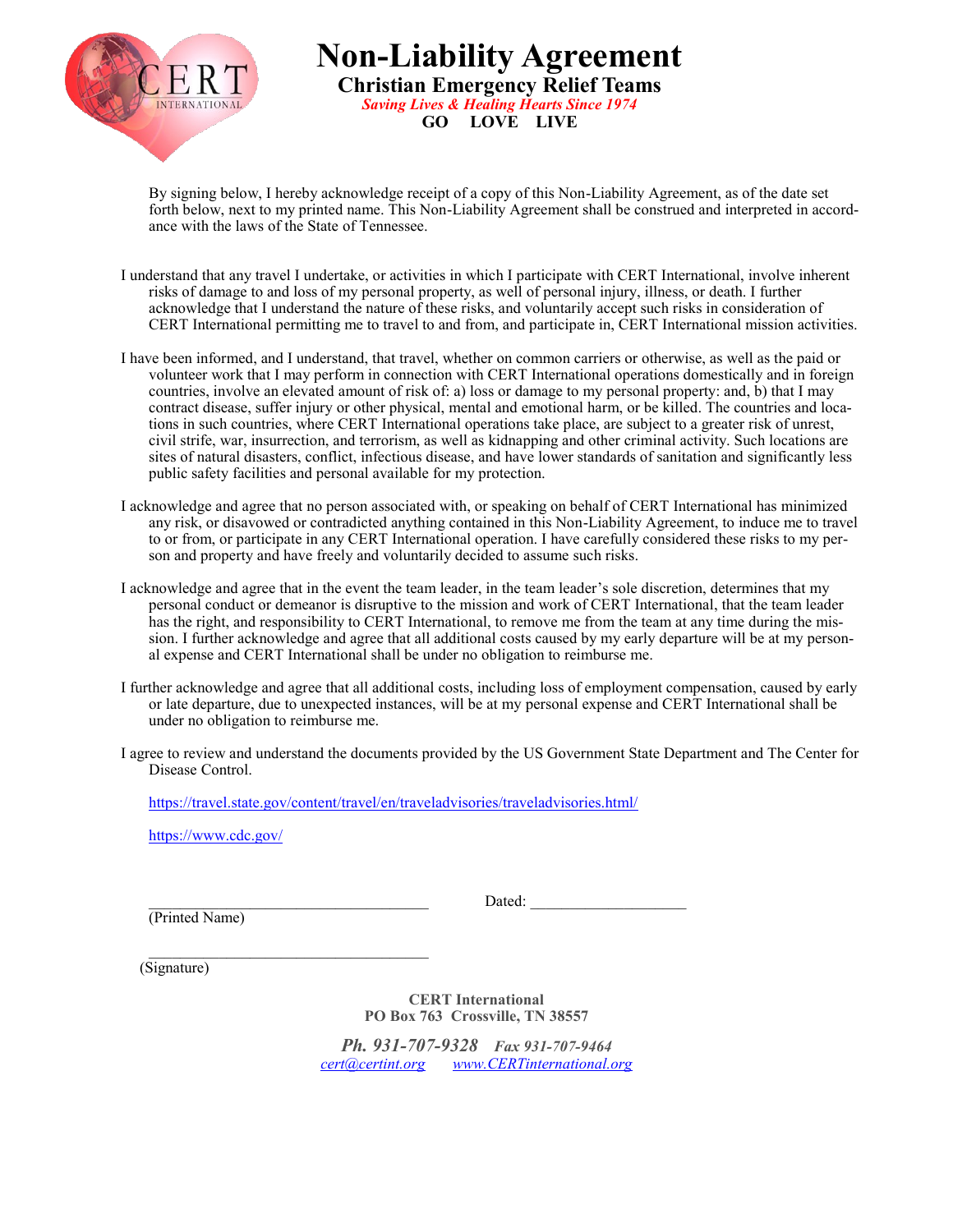# Non-Liability Agreement

## Christian Emergency Relief Teams

*Saving Lives & Healing Hearts Since 1974*

**GO LOVE LIVE**

By signing below, I hereby acknowledge receipt of a copy of this Non-Liability Agreement, as of the date set forth below, next to my printed name. This Non-Liability Agreement shall be construed and interpreted in accordance with the laws of the State of Tennessee.

I understand that any travel I undertake, or activities in which I participate with CERT International, involve inherent risks of damage to and loss of my personal property, as well of personal injury, illness, or death. I further acknowledge that I understand the nature of these risks, and voluntarily accept such risks in consideration of CERT International permitting me to travel to and from, and participate in, CERT International mission activities.

I have been informed, and I understand, that travel, whether on common carriers or otherwise, as well as the paid or volunteer work that I may perform in connection with CERT International operations domestically and in foreign countries, involve an elevated amount of risk of: a) loss or damage to my personal property: and, b) that I may contract disease, suffer injury or other physical, mental and emotional harm, or be killed. The countries and locations in such countries, where CERT International operations take place, are subject to a greater risk of unrest, civil strife, war, insurrection, and terrorism, as well as kidnapping and other criminal activity. Such locations are sites of natural disasters, conflict, infectious disease, and have lower standards of sanitation and significantly less public safety facilities and personal available for my protection.

I acknowledge and agree that no person associated with, or speaking on behalf of CERT International has minimized any risk, or disavowed or contradicted anything contained in this Non-Liability Agreement, to induce me to travel to or from, or participate in any CERT International operation. I have carefully considered these risks to my person and property and have freely and voluntarily decided to assume such risks.

I acknowledge and agree that in the event the team leader, in the team leader's sole discretion, determines that my personal conduct or demeanor is disruptive to the mission and work of CERT International, that the team leader has the right, and responsibility to CERT International, to remove me from the team at any time during the mission. I further acknowledge and agree that all additional costs caused by my early departure will be at my personal expense and CERT International shall be under no obligation to reimburse me.

I further acknowledge and agree that all additional costs, including loss of employment compensation, caused by early or late departure, due to unexpected instances, will be at my personal expense and CERT International shall be under no obligation to reimburse me.

I agree to review and understand the documents provided by the US Government State Department and The Center for Disease Control.

https://travel.state.gov/content/travel/en/traveladvisories/traveladvisories.html/

https://www.cdc.gov/

___________________________________ Dated: ____________________

(Printed Name)

___________________________________

(Signature)

**CERT International**
**PO Box 763 Crossville, TN 38557**

***Ph. 931-707-9328*** ***Fax 931-707-9464***
*cert@certint.org* *www.CERTinternational.org*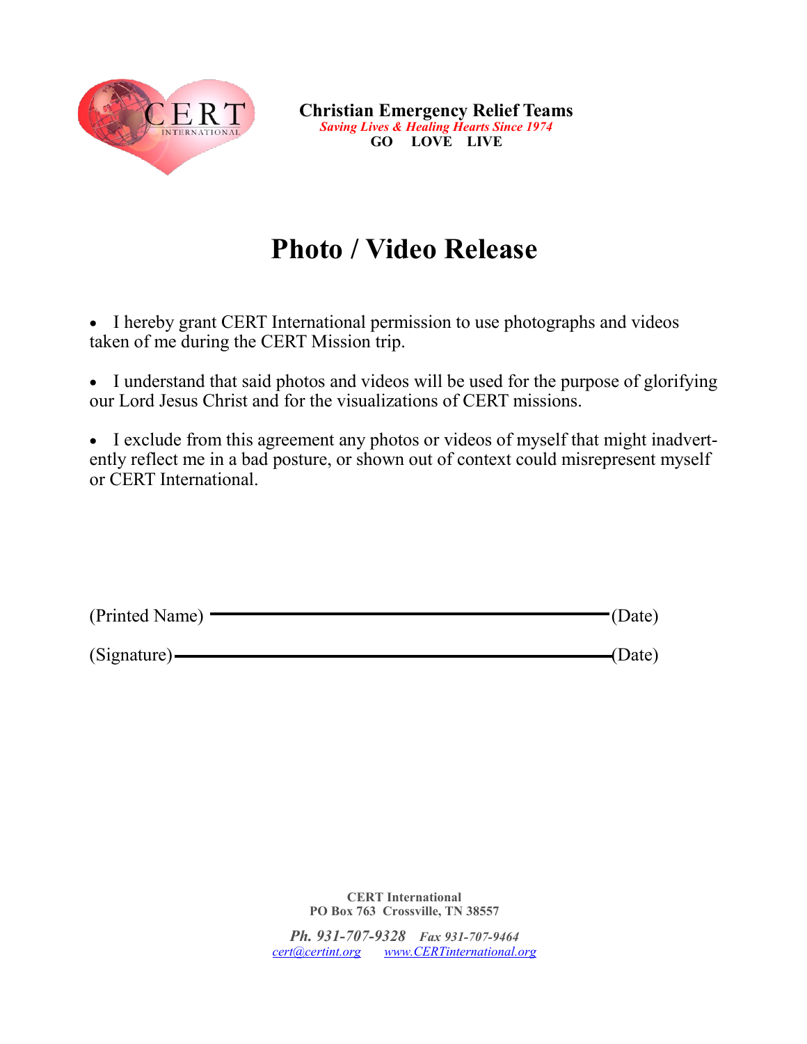**Christian Emergency Relief Teams**
*Saving Lives & Healing Hearts Since 1974*
**GO LOVE LIVE**

# Photo / Video Release

- I hereby grant CERT International permission to use photographs and videos taken of me during the CERT Mission trip.

- I understand that said photos and videos will be used for the purpose of glorifying our Lord Jesus Christ and for the visualizations of CERT missions.

- I exclude from this agreement any photos or videos of myself that might inadvertently reflect me in a bad posture, or shown out of context could misrepresent myself or CERT International.

(Printed Name) ________________________________________ (Date)

(Signature) __________________________________________ (Date)

**CERT International**
**PO Box 763 Crossville, TN 38557**

***Ph. 931-707-9328*** ***Fax 931-707-9464***
cert@certint.org www.CERTinternational.org